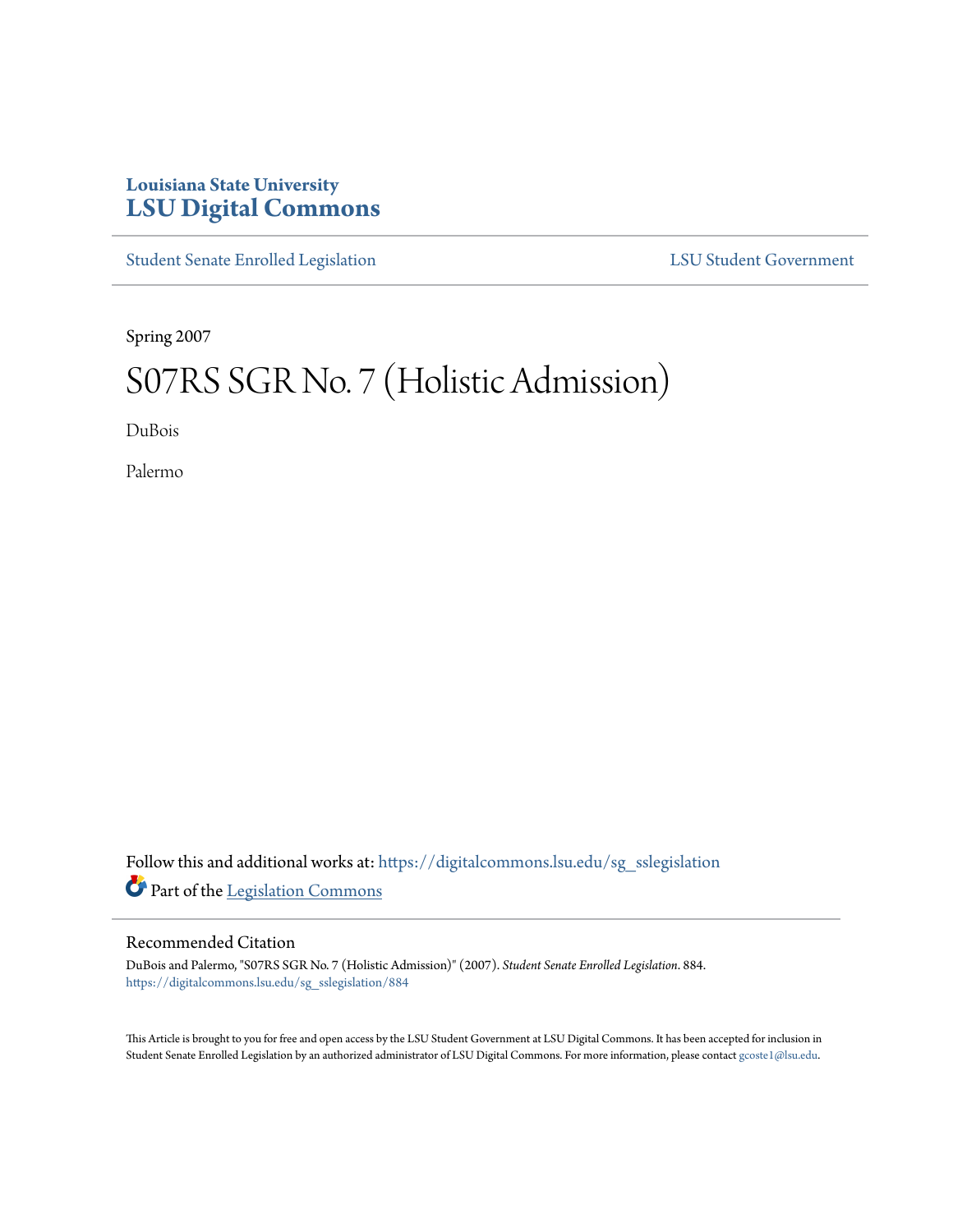Louisiana State University
# LSU Digital Commons

Student Senate Enrolled Legislation

LSU Student Government

Spring 2007

# S07RS SGR No. 7 (Holistic Admission)

DuBois

Palermo

Follow this and additional works at: https://digitalcommons.lsu.edu/sg_sslegislation

Part of the Legislation Commons

## Recommended Citation

DuBois and Palermo, "S07RS SGR No. 7 (Holistic Admission)" (2007). *Student Senate Enrolled Legislation*. 884.
https://digitalcommons.lsu.edu/sg_sslegislation/884

This Article is brought to you for free and open access by the LSU Student Government at LSU Digital Commons. It has been accepted for inclusion in Student Senate Enrolled Legislation by an authorized administrator of LSU Digital Commons. For more information, please contact gcoste1@lsu.edu.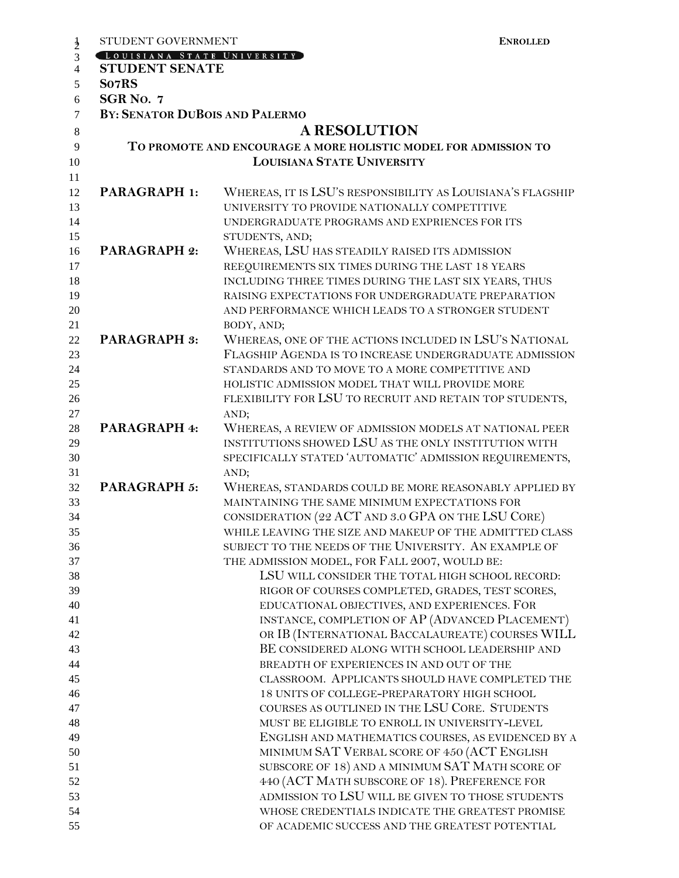STUDENT GOVERNMENT **ENROLLED**

LOUISIANA STATE UNIVERSITY

**STUDENT SENATE**

**S07RS**

**SGR NO. 7**

**BY: SENATOR DUBOIS AND PALERMO**

# A RESOLUTION

## TO PROMOTE AND ENCOURAGE A MORE HOLISTIC MODEL FOR ADMISSION TO LOUISIANA STATE UNIVERSITY

**PARAGRAPH 1:** WHEREAS, IT IS LSU'S RESPONSIBILITY AS LOUISIANA'S FLAGSHIP UNIVERSITY TO PROVIDE NATIONALLY COMPETITIVE UNDERGRADUATE PROGRAMS AND EXPRIENCES FOR ITS STUDENTS, AND;

**PARAGRAPH 2:** WHEREAS, LSU HAS STEADILY RAISED ITS ADMISSION REEQUIREMENTS SIX TIMES DURING THE LAST 18 YEARS INCLUDING THREE TIMES DURING THE LAST SIX YEARS, THUS RAISING EXPECTATIONS FOR UNDERGRADUATE PREPARATION AND PERFORMANCE WHICH LEADS TO A STRONGER STUDENT BODY, AND;

**PARAGRAPH 3:** WHEREAS, ONE OF THE ACTIONS INCLUDED IN LSU'S NATIONAL FLAGSHIP AGENDA IS TO INCREASE UNDERGRADUATE ADMISSION STANDARDS AND TO MOVE TO A MORE COMPETITIVE AND HOLISTIC ADMISSION MODEL THAT WILL PROVIDE MORE FLEXIBILITY FOR LSU TO RECRUIT AND RETAIN TOP STUDENTS, AND;

**PARAGRAPH 4:** WHEREAS, A REVIEW OF ADMISSION MODELS AT NATIONAL PEER INSTITUTIONS SHOWED LSU AS THE ONLY INSTITUTION WITH SPECIFICALLY STATED 'AUTOMATIC' ADMISSION REQUIREMENTS, AND;

**PARAGRAPH 5:** WHEREAS, STANDARDS COULD BE MORE REASONABLY APPLIED BY MAINTAINING THE SAME MINIMUM EXPECTATIONS FOR CONSIDERATION (22 ACT AND 3.0 GPA ON THE LSU CORE) WHILE LEAVING THE SIZE AND MAKEUP OF THE ADMITTED CLASS SUBJECT TO THE NEEDS OF THE UNIVERSITY. AN EXAMPLE OF THE ADMISSION MODEL, FOR FALL 2007, WOULD BE:

> LSU WILL CONSIDER THE TOTAL HIGH SCHOOL RECORD: RIGOR OF COURSES COMPLETED, GRADES, TEST SCORES, EDUCATIONAL OBJECTIVES, AND EXPERIENCES. FOR INSTANCE, COMPLETION OF AP (ADVANCED PLACEMENT) OR IB (INTERNATIONAL BACCALAUREATE) COURSES WILL BE CONSIDERED ALONG WITH SCHOOL LEADERSHIP AND BREADTH OF EXPERIENCES IN AND OUT OF THE CLASSROOM. APPLICANTS SHOULD HAVE COMPLETED THE 18 UNITS OF COLLEGE-PREPARATORY HIGH SCHOOL COURSES AS OUTLINED IN THE LSU CORE. STUDENTS MUST BE ELIGIBLE TO ENROLL IN UNIVERSITY-LEVEL ENGLISH AND MATHEMATICS COURSES, AS EVIDENCED BY A MINIMUM SAT VERBAL SCORE OF 450 (ACT ENGLISH SUBSCORE OF 18) AND A MINIMUM SAT MATH SCORE OF 440 (ACT MATH SUBSCORE OF 18). PREFERENCE FOR ADMISSION TO LSU WILL BE GIVEN TO THOSE STUDENTS WHOSE CREDENTIALS INDICATE THE GREATEST PROMISE OF ACADEMIC SUCCESS AND THE GREATEST POTENTIAL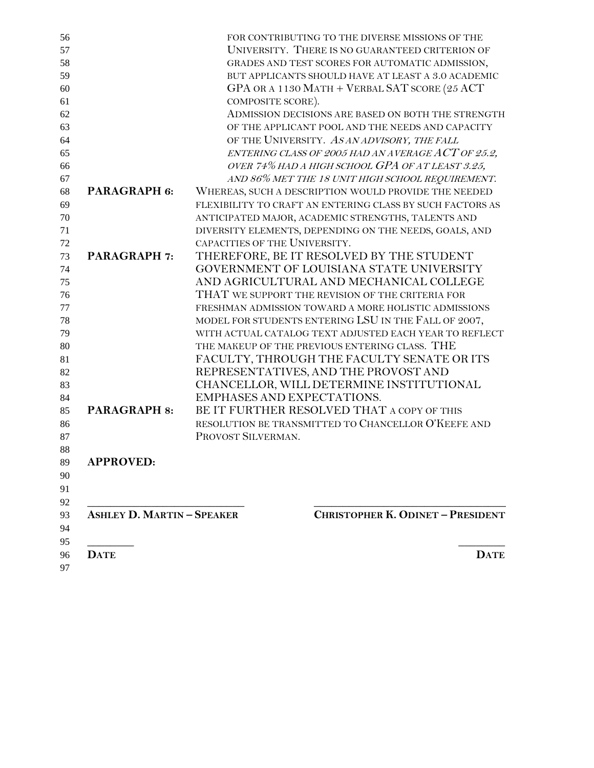for contributing to the diverse missions of the University. There is no guaranteed criterion of grades and test scores for automatic admission, but applicants should have at least a 3.0 academic GPA or a 1130 Math + Verbal SAT score (25 ACT composite score).

Admission decisions are based on both the strength of the applicant pool and the needs and capacity of the University. *As an advisory, the fall entering class of 2005 had an average ACT of 25.2, over 74% had a high school GPA of at least 3.25, and 86% met the 18 unit high school requirement.*

**PARAGRAPH 6:** Whereas, such a description would provide the needed flexibility to craft an entering class by such factors as anticipated major, academic strengths, talents and diversity elements, depending on the needs, goals, and capacities of the University.

**PARAGRAPH 7:** THEREFORE, BE IT RESOLVED BY THE STUDENT GOVERNMENT OF LOUISIANA STATE UNIVERSITY AND AGRICULTURAL AND MECHANICAL COLLEGE THAT we support the revision of the criteria for freshman admission toward a more holistic admissions model for students entering LSU in the Fall of 2007, with actual catalog text adjusted each year to reflect the makeup of the previous entering class. THE FACULTY, THROUGH THE FACULTY SENATE OR ITS REPRESENTATIVES, AND THE PROVOST AND CHANCELLOR, WILL DETERMINE INSTITUTIONAL EMPHASES AND EXPECTATIONS.

**PARAGRAPH 8:** BE IT FURTHER RESOLVED THAT a copy of this resolution be transmitted to Chancellor O'Keefe and Provost Silverman.

**APPROVED:**

\_\_\_\_\_\_\_\_\_\_\_\_\_\_\_\_\_\_\_\_\_\_\_\_\_\_\_ \_\_\_\_\_\_\_\_\_\_\_\_\_\_\_\_\_\_\_\_\_\_\_\_\_\_\_\_\_\_\_\_

**Ashley D. Martin – Speaker** **Christopher K. Odinet – President**

\_\_\_\_\_\_\_\_ \_\_\_\_\_\_\_\_

**Date** **Date**